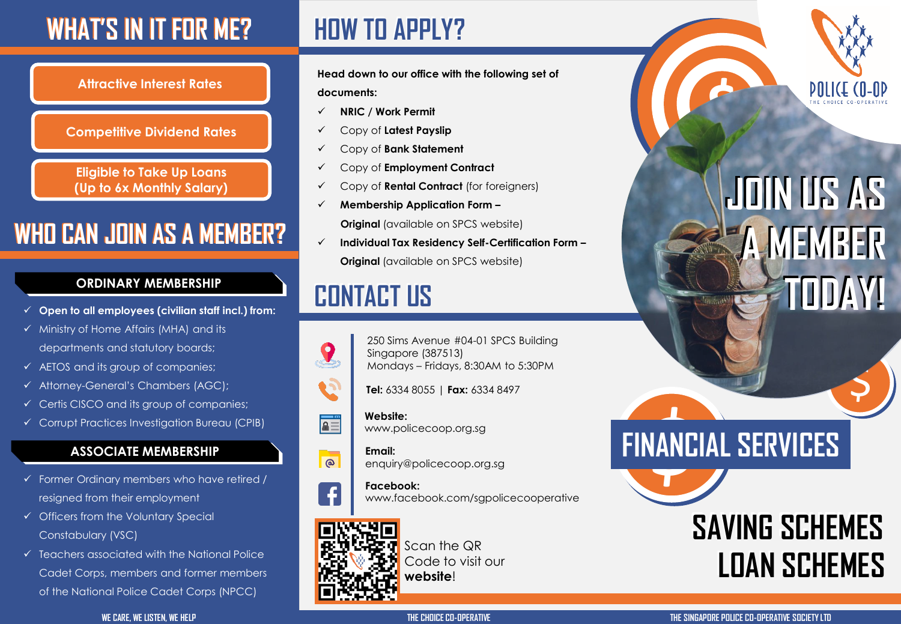# WHAT'S IN IT FOR ME?

- Attractive Interest Rates
- Competitive Dividend Rates
- Eligible to Take Up Loans (Up to 6x Monthly Salary)

# WHO CAN JOIN AS A MEMBER?

## ORDINARY MEMBERSHIP

- ✓ **Open to all employees (civilian staff incl.) from:**
- ✓ Ministry of Home Affairs (MHA) and its departments and statutory boards;
- ✓ AETOS and its group of companies;
- ✓ Attorney-General's Chambers (AGC);
- ✓ Certis CISCO and its group of companies;
- ✓ Corrupt Practices Investigation Bureau (CPIB)

## ASSOCIATE MEMBERSHIP

- ✓ Former Ordinary members who have retired / resigned from their employment
- ✓ Officers from the Voluntary Special Constabulary (VSC)
- ✓ Teachers associated with the National Police Cadet Corps, members and former members of the National Police Cadet Corps (NPCC)

WE CARE, WE LISTEN, WE HELP

# HOW TO APPLY?

**Head down to our office with the following set of documents:**

- ✓ **NRIC / Work Permit**
- ✓ Copy of **Latest Payslip**
- ✓ Copy of **Bank Statement**
- ✓ Copy of **Employment Contract**
- ✓ Copy of **Rental Contract** (for foreigners)
- ✓ **Membership Application Form – Original** (available on SPCS website)
- ✓ **Individual Tax Residency Self-Certification Form – Original** (available on SPCS website)

# CONTACT US

250 Sims Avenue #04-01 SPCS Building
Singapore (387513)
Mondays – Fridays, 8:30AM to 5:30PM

**Tel:** 6334 8055 | **Fax:** 6334 8497

**Website:**
www.policecoop.org.sg

**Email:**
enquiry@policecoop.org.sg

**Facebook:**
www.facebook.com/sgpolicecooperative

Scan the QR Code to visit our **website**!

THE CHOICE CO-OPERATIVE

POLICE CO-OP
THE CHOICE CO-OPERATIVE

# JOIN US AS A MEMBER TODAY!

# FINANCIAL SERVICES

# SAVING SCHEMES
# LOAN SCHEMES

THE SINGAPORE POLICE CO-OPERATIVE SOCIETY LTD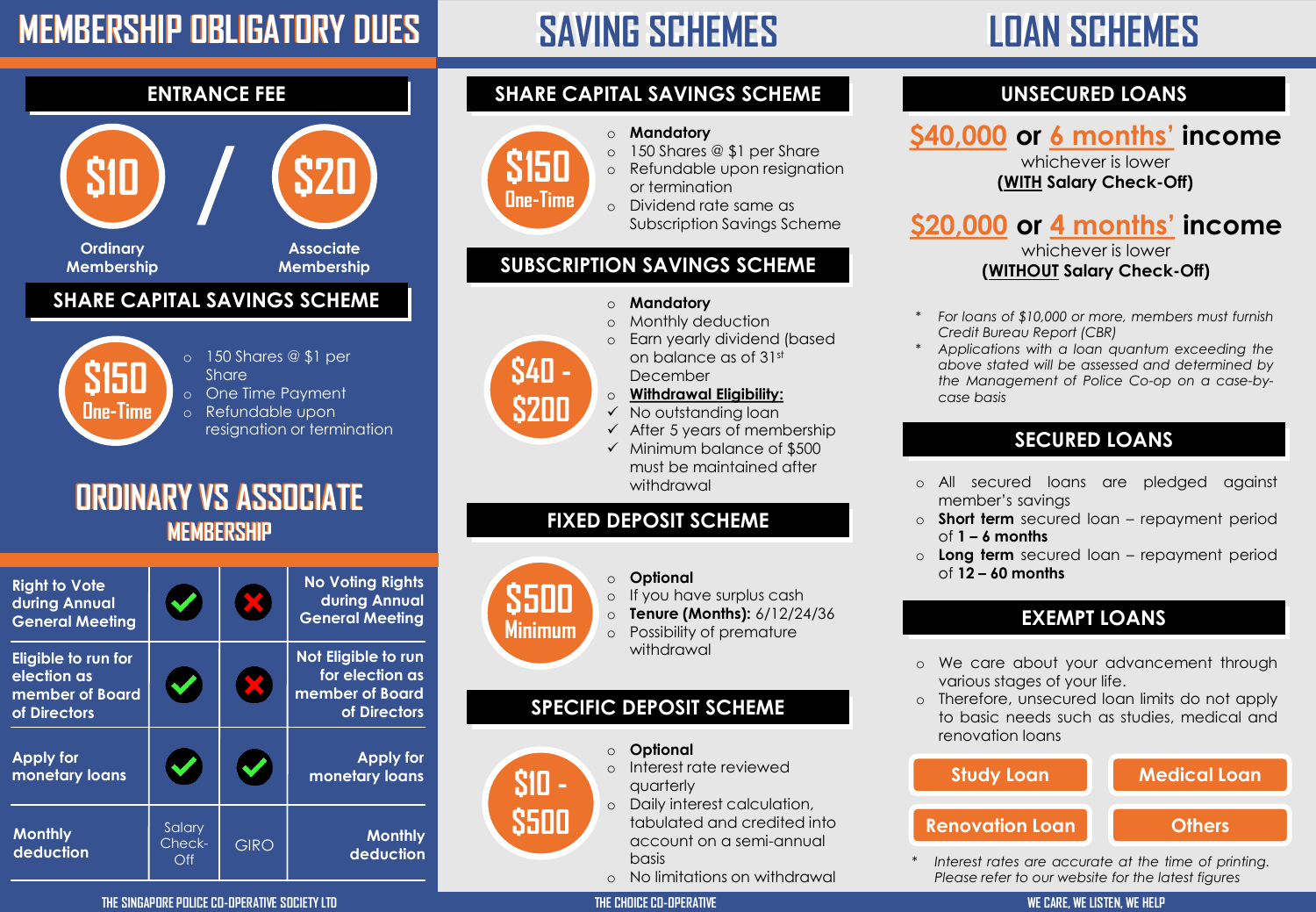# MEMBERSHIP OBLIGATORY DUES

## ENTRANCE FEE

**$10** / **$20**

Ordinary Membership / Associate Membership

## SHARE CAPITAL SAVINGS SCHEME

**$150 One-Time**

- 150 Shares @ $1 per Share
- One Time Payment
- Refundable upon resignation or termination

## ORDINARY VS ASSOCIATE MEMBERSHIP

| | | | |
|---|---|---|---|
| **Right to Vote during Annual General Meeting** | ✔ | ✘ | **No Voting Rights during Annual General Meeting** |
| **Eligible to run for election as member of Board of Directors** | ✔ | ✘ | **Not Eligible to run for election as member of Board of Directors** |
| **Apply for monetary loans** | ✔ | ✔ | **Apply for monetary loans** |
| **Monthly deduction** | Salary Check-Off | GIRO | **Monthly deduction** |

THE SINGAPORE POLICE CO-OPERATIVE SOCIETY LTD

# SAVING SCHEMES

## SHARE CAPITAL SAVINGS SCHEME

**$150 One-Time**

- **Mandatory**
- 150 Shares @ $1 per Share
- Refundable upon resignation or termination
- Dividend rate same as Subscription Savings Scheme

## SUBSCRIPTION SAVINGS SCHEME

**$40 - $200**

- **Mandatory**
- Monthly deduction
- Earn yearly dividend (based on balance as of 31st December
- **Withdrawal Eligibility:**
  - ✓ No outstanding loan
  - ✓ After 5 years of membership
  - ✓ Minimum balance of $500 must be maintained after withdrawal

## FIXED DEPOSIT SCHEME

**$500 Minimum**

- **Optional**
- If you have surplus cash
- **Tenure (Months):** 6/12/24/36
- Possibility of premature withdrawal

## SPECIFIC DEPOSIT SCHEME

**$10 - $500**

- **Optional**
- Interest rate reviewed quarterly
- Daily interest calculation, tabulated and credited into account on a semi-annual basis
- No limitations on withdrawal

THE CHOICE CO-OPERATIVE

# LOAN SCHEMES

## UNSECURED LOANS

**$40,000 or 6 months' income**
whichever is lower
**(WITH Salary Check-Off)**

**$20,000 or 4 months' income**
whichever is lower
**(WITHOUT Salary Check-Off)**

\* *For loans of $10,000 or more, members must furnish Credit Bureau Report (CBR)*

\* *Applications with a loan quantum exceeding the above stated will be assessed and determined by the Management of Police Co-op on a case-by-case basis*

## SECURED LOANS

- All secured loans are pledged against member's savings
- **Short term** secured loan – repayment period of **1 – 6 months**
- **Long term** secured loan – repayment period of **12 – 60 months**

## EXEMPT LOANS

- We care about your advancement through various stages of your life.
- Therefore, unsecured loan limits do not apply to basic needs such as studies, medical and renovation loans

**Study Loan** | **Medical Loan** | **Renovation Loan** | **Others**

\* *Interest rates are accurate at the time of printing. Please refer to our website for the latest figures*

WE CARE, WE LISTEN, WE HELP